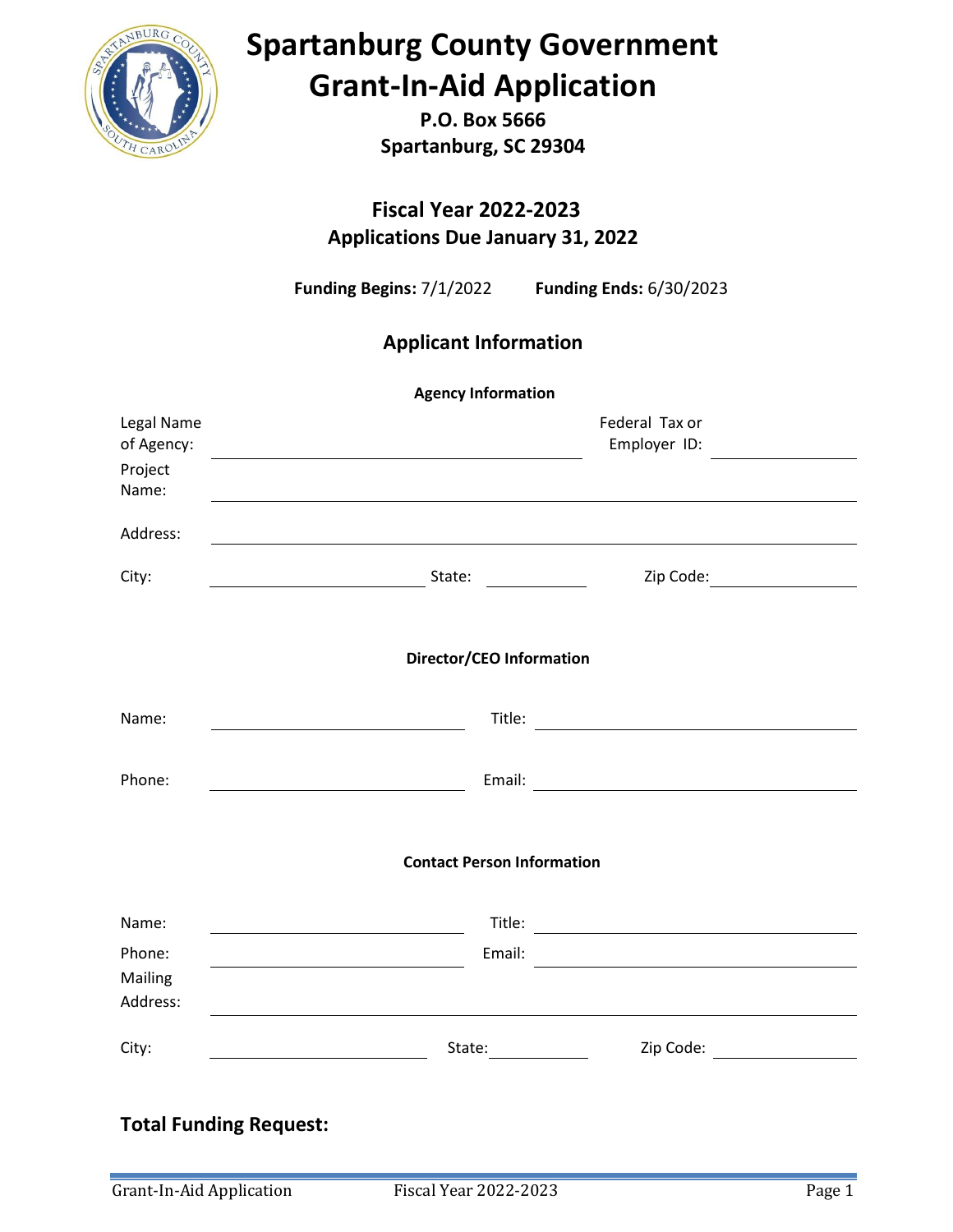# Spartanburg County Government
# Grant-In-Aid Application

**P.O. Box 5666**
**Spartanburg, SC 29304**

## Fiscal Year 2022-2023
**Applications Due January 31, 2022**

**Funding Begins:** 7/1/2022 **Funding Ends:** 6/30/2023

## Applicant Information

### Agency Information

Legal Name of Agency: ______________________ Federal Tax or Employer ID: ______________

Project Name: ______________________

Address: ______________________

City: ______________ State: ________ Zip Code: ____________

### Director/CEO Information

Name: ______________________ Title: ______________________

Phone: ______________________ Email: ______________________

### Contact Person Information

Name: ______________________ Title: ______________________

Phone: ______________________ Email: ______________________

Mailing Address: ______________________

City: ______________ State: ________ Zip Code: ____________

## Total Funding Request: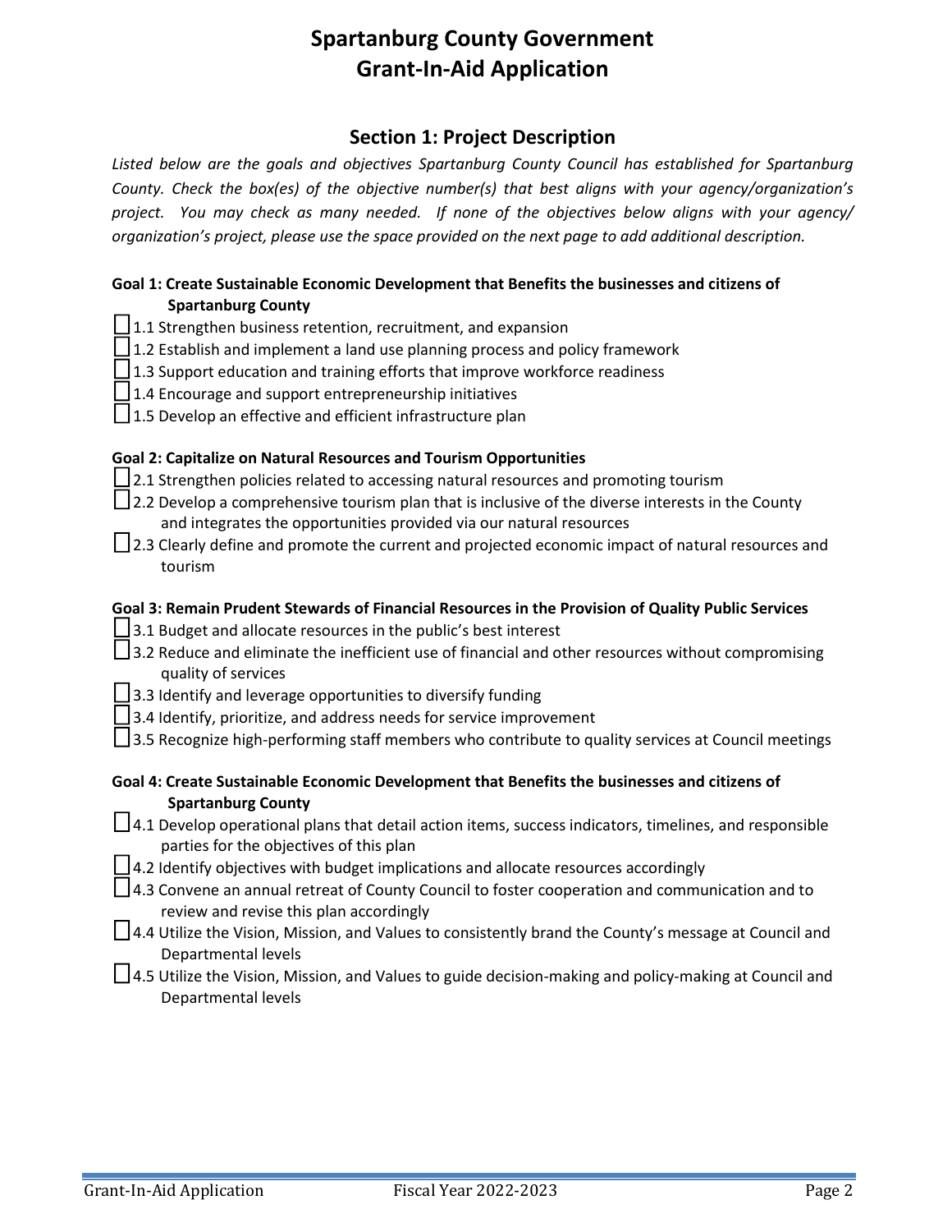# Spartanburg County Government
# Grant-In-Aid Application

## Section 1: Project Description

*Listed below are the goals and objectives Spartanburg County Council has established for Spartanburg County. Check the box(es) of the objective number(s) that best aligns with your agency/organization's project. You may check as many needed. If none of the objectives below aligns with your agency/ organization's project, please use the space provided on the next page to add additional description.*

**Goal 1: Create Sustainable Economic Development that Benefits the businesses and citizens of Spartanburg County**

- ☐ 1.1 Strengthen business retention, recruitment, and expansion
- ☐ 1.2 Establish and implement a land use planning process and policy framework
- ☐ 1.3 Support education and training efforts that improve workforce readiness
- ☐ 1.4 Encourage and support entrepreneurship initiatives
- ☐ 1.5 Develop an effective and efficient infrastructure plan

**Goal 2: Capitalize on Natural Resources and Tourism Opportunities**

- ☐ 2.1 Strengthen policies related to accessing natural resources and promoting tourism
- ☐ 2.2 Develop a comprehensive tourism plan that is inclusive of the diverse interests in the County and integrates the opportunities provided via our natural resources
- ☐ 2.3 Clearly define and promote the current and projected economic impact of natural resources and tourism

**Goal 3: Remain Prudent Stewards of Financial Resources in the Provision of Quality Public Services**

- ☐ 3.1 Budget and allocate resources in the public's best interest
- ☐ 3.2 Reduce and eliminate the inefficient use of financial and other resources without compromising quality of services
- ☐ 3.3 Identify and leverage opportunities to diversify funding
- ☐ 3.4 Identify, prioritize, and address needs for service improvement
- ☐ 3.5 Recognize high-performing staff members who contribute to quality services at Council meetings

**Goal 4: Create Sustainable Economic Development that Benefits the businesses and citizens of Spartanburg County**

- ☐ 4.1 Develop operational plans that detail action items, success indicators, timelines, and responsible parties for the objectives of this plan
- ☐ 4.2 Identify objectives with budget implications and allocate resources accordingly
- ☐ 4.3 Convene an annual retreat of County Council to foster cooperation and communication and to review and revise this plan accordingly
- ☐ 4.4 Utilize the Vision, Mission, and Values to consistently brand the County's message at Council and Departmental levels
- ☐ 4.5 Utilize the Vision, Mission, and Values to guide decision-making and policy-making at Council and Departmental levels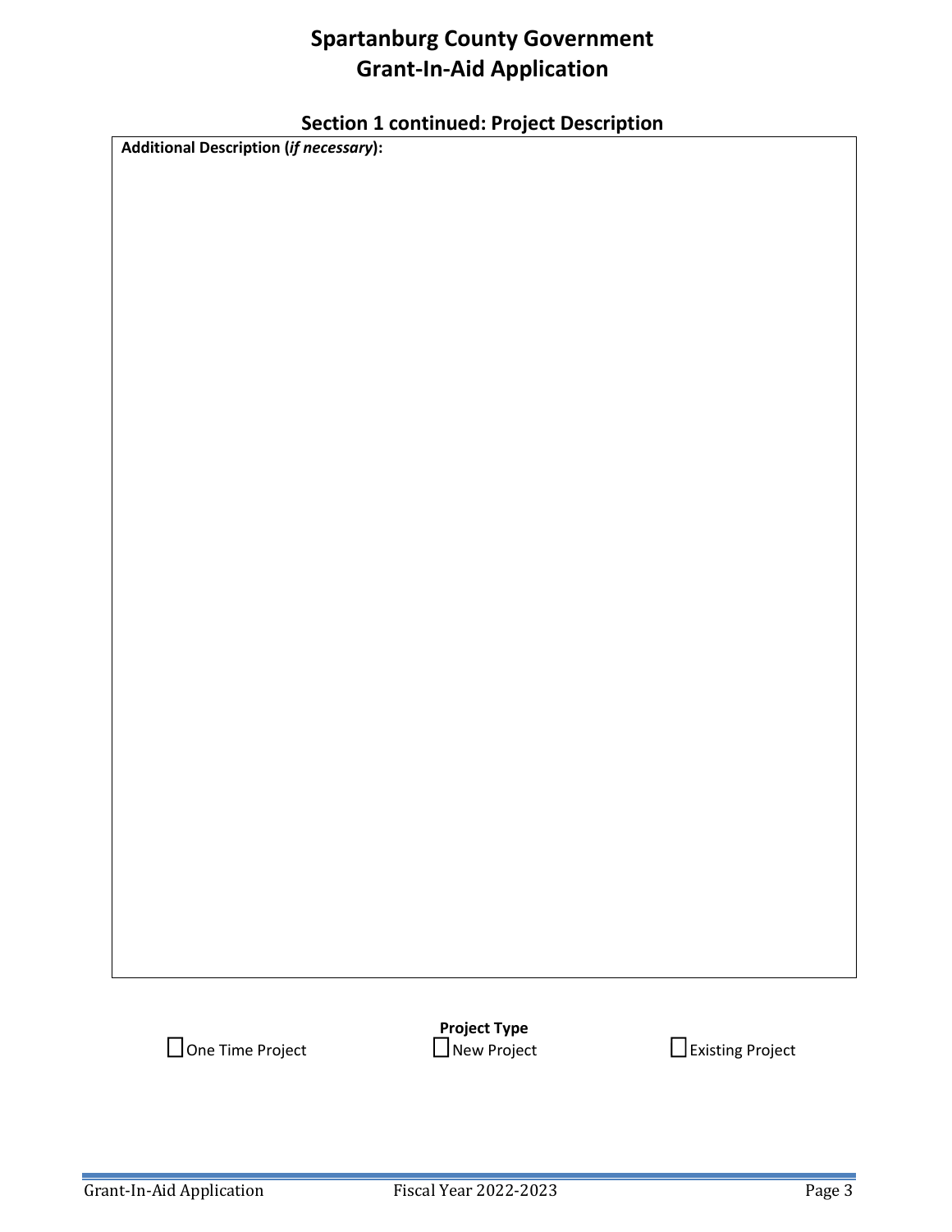# Spartanburg County Government
# Grant-In-Aid Application

## Section 1 continued: Project Description

**Additional Description (*if necessary*):**

**Project Type**

☐ One Time Project ☐ New Project ☐ Existing Project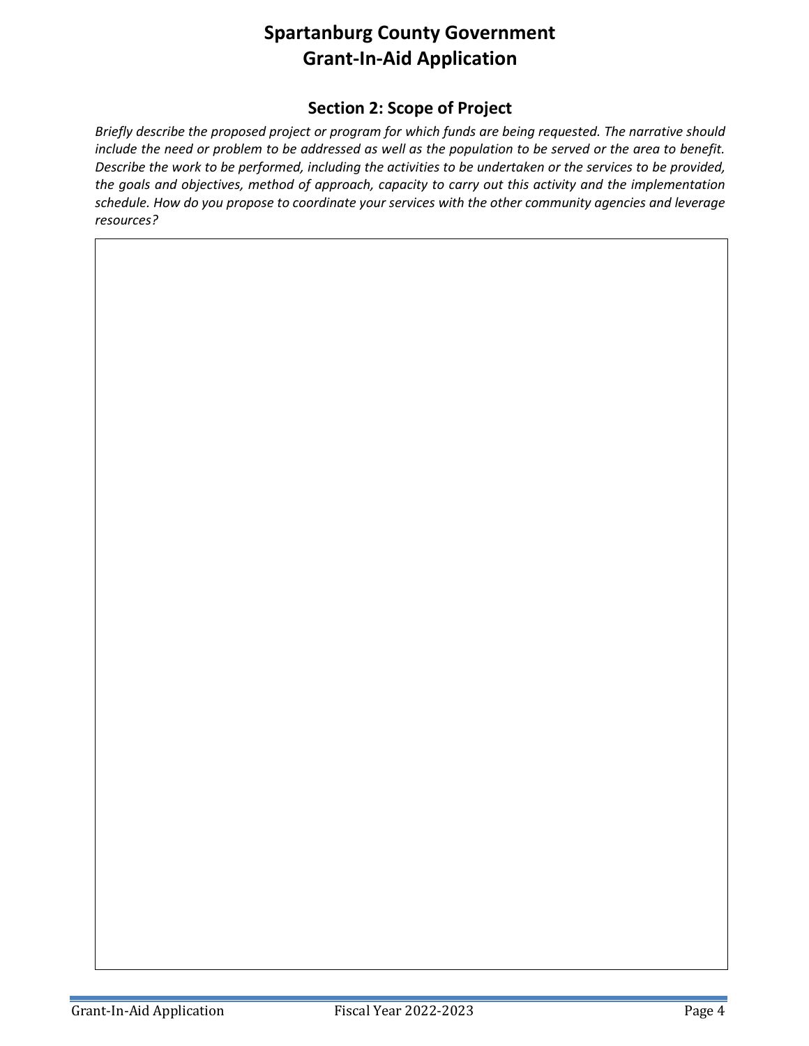# Spartanburg County Government
# Grant-In-Aid Application

## Section 2: Scope of Project

*Briefly describe the proposed project or program for which funds are being requested. The narrative should include the need or problem to be addressed as well as the population to be served or the area to benefit. Describe the work to be performed, including the activities to be undertaken or the services to be provided, the goals and objectives, method of approach, capacity to carry out this activity and the implementation schedule. How do you propose to coordinate your services with the other community agencies and leverage resources?*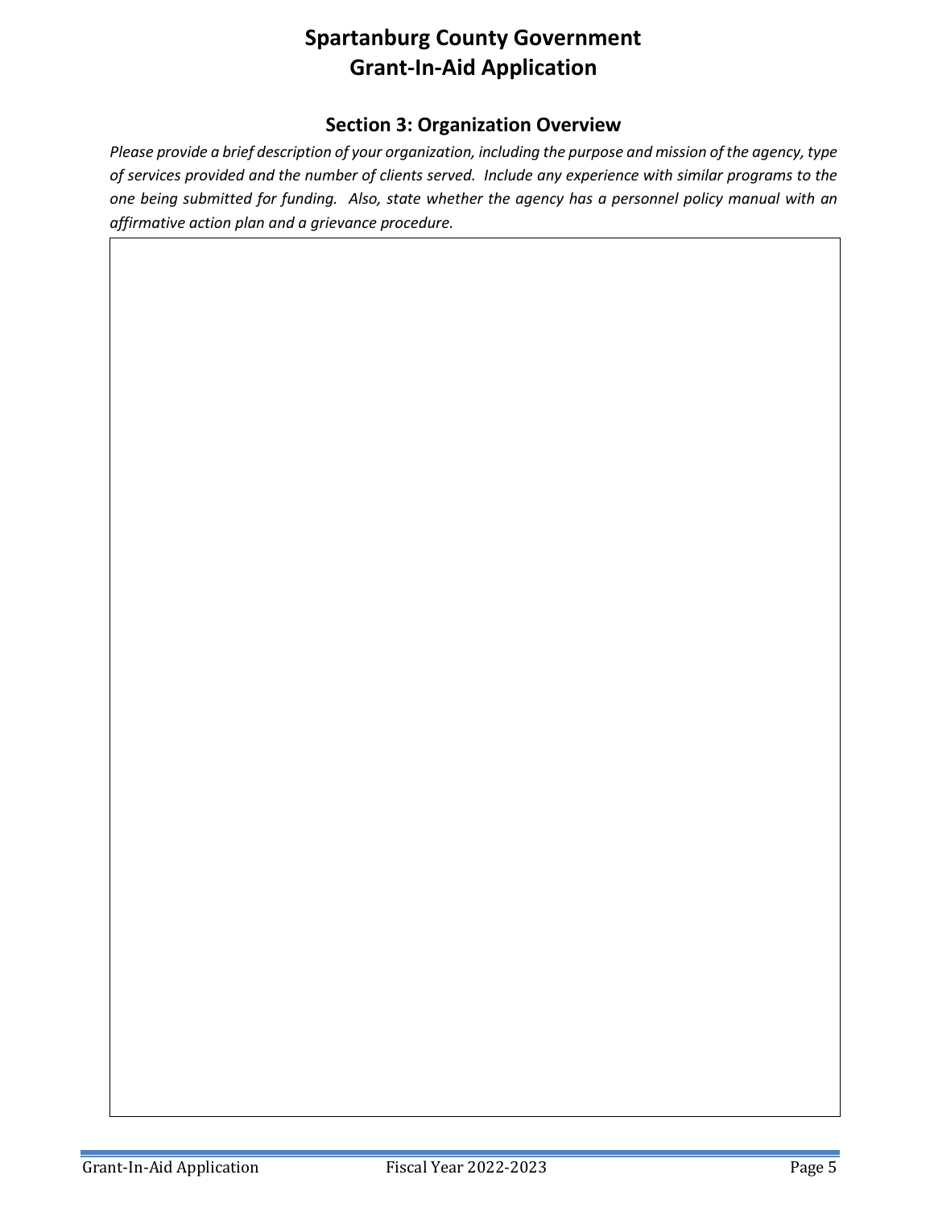# Spartanburg County Government
# Grant-In-Aid Application

## Section 3: Organization Overview

*Please provide a brief description of your organization, including the purpose and mission of the agency, type of services provided and the number of clients served. Include any experience with similar programs to the one being submitted for funding. Also, state whether the agency has a personnel policy manual with an affirmative action plan and a grievance procedure.*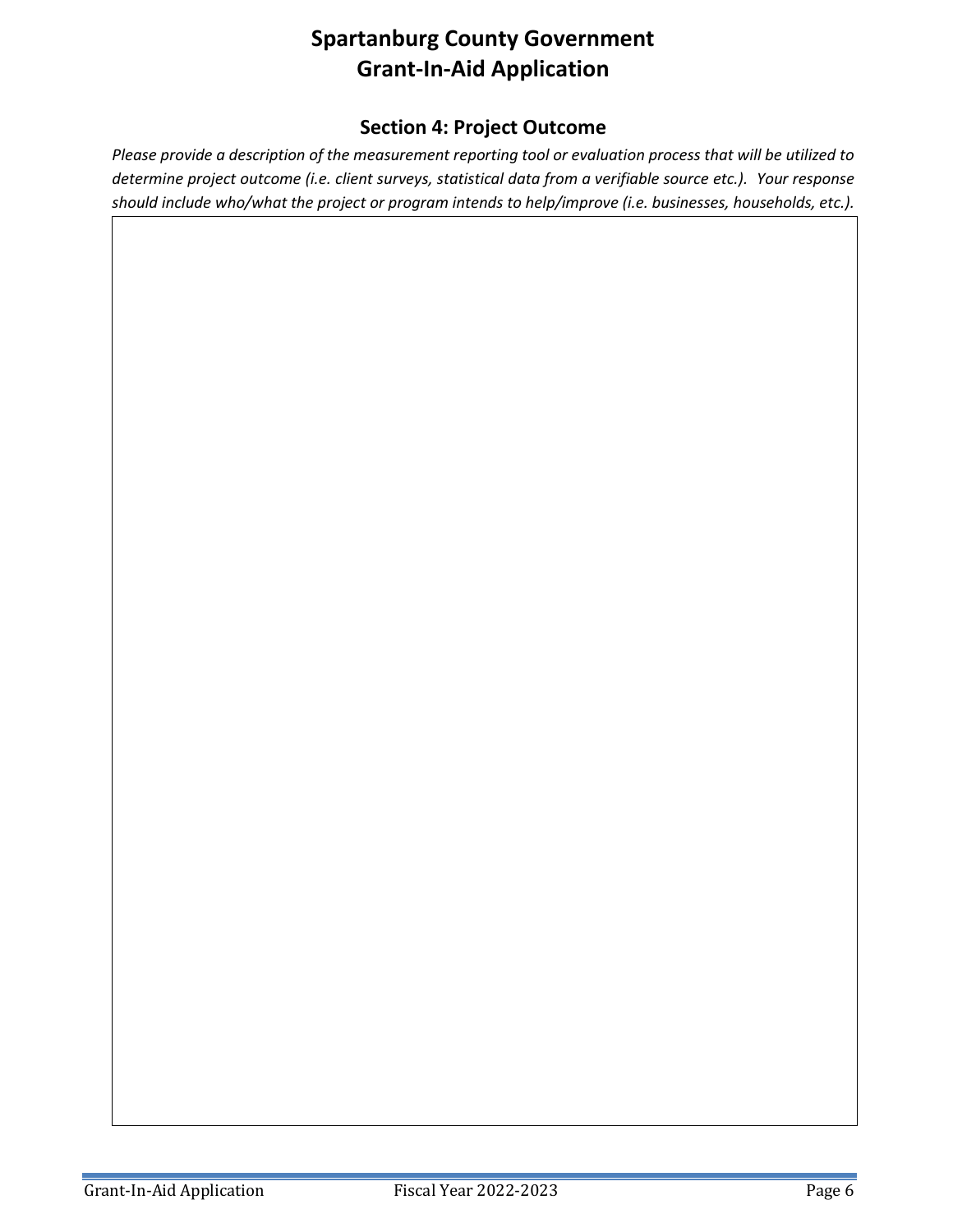# Spartanburg County Government
# Grant-In-Aid Application

## Section 4: Project Outcome

*Please provide a description of the measurement reporting tool or evaluation process that will be utilized to determine project outcome (i.e. client surveys, statistical data from a verifiable source etc.). Your response should include who/what the project or program intends to help/improve (i.e. businesses, households, etc.).*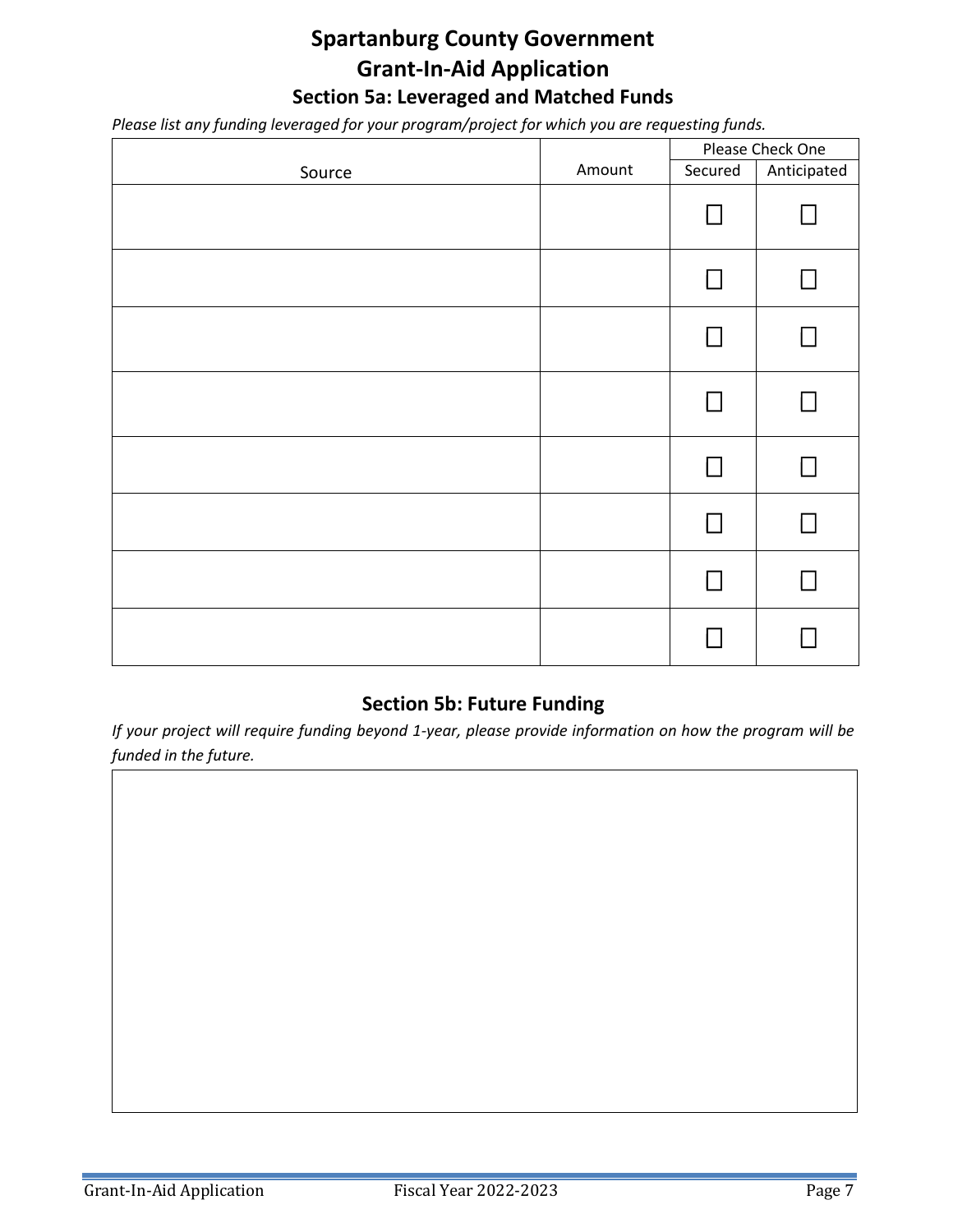# Spartanburg County Government

# Grant-In-Aid Application

## Section 5a: Leveraged and Matched Funds

*Please list any funding leveraged for your program/project for which you are requesting funds.*

| Source | Amount | Please Check One | |
|---|---|---|---|
| | | Secured | Anticipated |
| | | ☐ | ☐ |
| | | ☐ | ☐ |
| | | ☐ | ☐ |
| | | ☐ | ☐ |
| | | ☐ | ☐ |
| | | ☐ | ☐ |
| | | ☐ | ☐ |
| | | ☐ | ☐ |

## Section 5b: Future Funding

*If your project will require funding beyond 1-year, please provide information on how the program will be funded in the future.*

| |
|---|
| |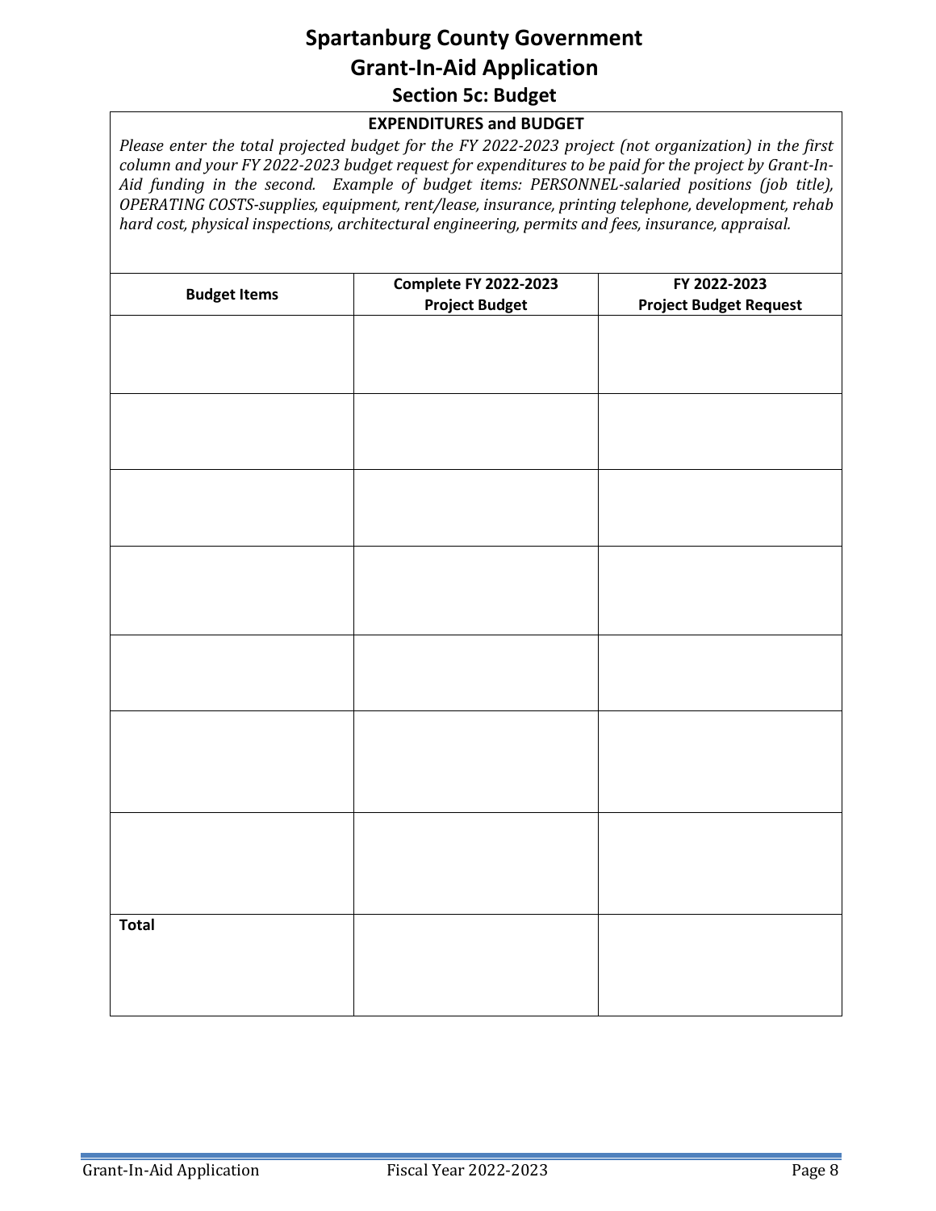# Spartanburg County Government
# Grant-In-Aid Application
## Section 5c: Budget

**EXPENDITURES and BUDGET**

*Please enter the total projected budget for the FY 2022-2023 project (not organization) in the first column and your FY 2022-2023 budget request for expenditures to be paid for the project by Grant-In-Aid funding in the second. Example of budget items: PERSONNEL-salaried positions (job title), OPERATING COSTS-supplies, equipment, rent/lease, insurance, printing telephone, development, rehab hard cost, physical inspections, architectural engineering, permits and fees, insurance, appraisal.*

| Budget Items | Complete FY 2022-2023 Project Budget | FY 2022-2023 Project Budget Request |
|---|---|---|
| | | |
| | | |
| | | |
| | | |
| | | |
| | | |
| | | |
| **Total** | | |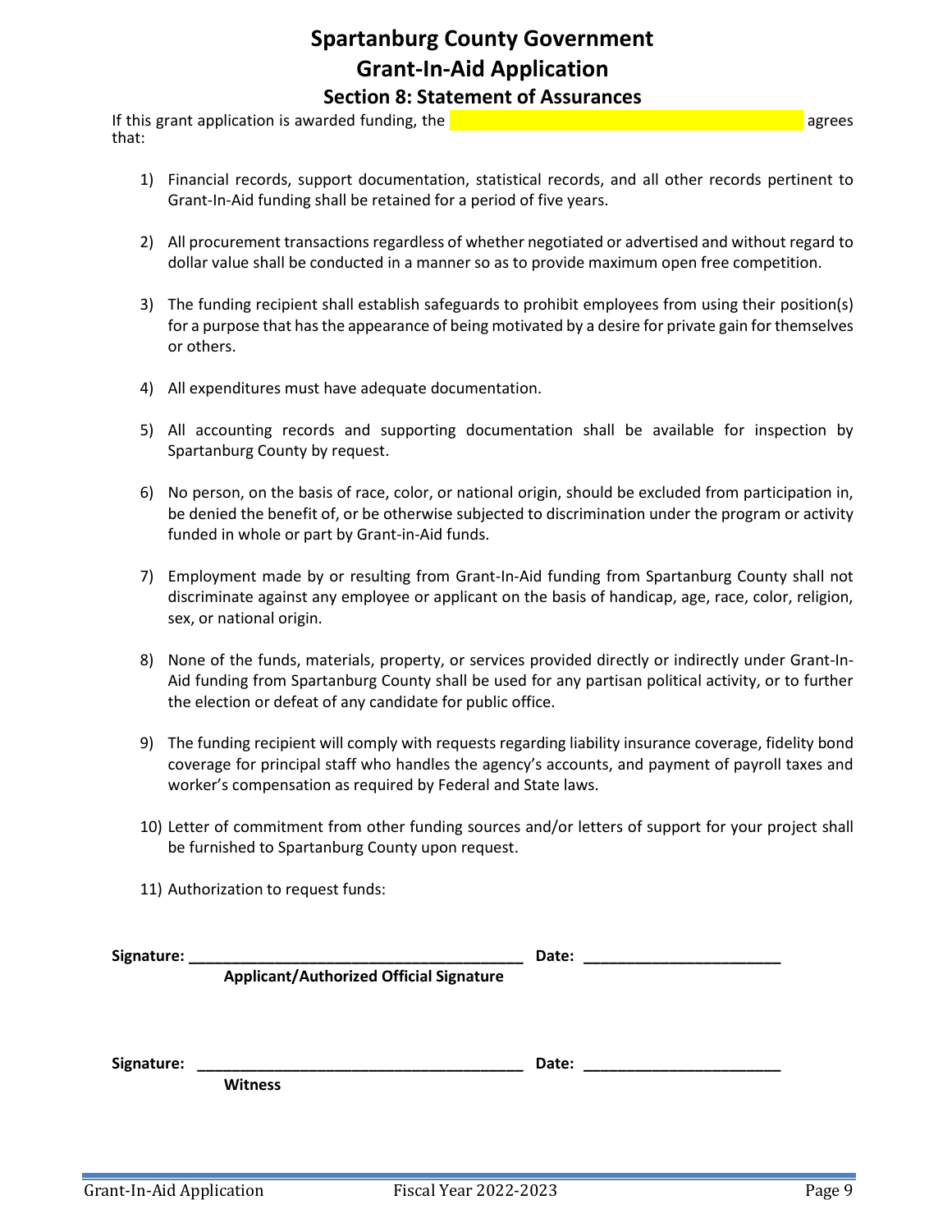# Spartanburg County Government
# Grant-In-Aid Application
## Section 8: Statement of Assurances

If this grant application is awarded funding, the ________________________________ agrees that:

1) Financial records, support documentation, statistical records, and all other records pertinent to Grant-In-Aid funding shall be retained for a period of five years.

2) All procurement transactions regardless of whether negotiated or advertised and without regard to dollar value shall be conducted in a manner so as to provide maximum open free competition.

3) The funding recipient shall establish safeguards to prohibit employees from using their position(s) for a purpose that has the appearance of being motivated by a desire for private gain for themselves or others.

4) All expenditures must have adequate documentation.

5) All accounting records and supporting documentation shall be available for inspection by Spartanburg County by request.

6) No person, on the basis of race, color, or national origin, should be excluded from participation in, be denied the benefit of, or be otherwise subjected to discrimination under the program or activity funded in whole or part by Grant-in-Aid funds.

7) Employment made by or resulting from Grant-In-Aid funding from Spartanburg County shall not discriminate against any employee or applicant on the basis of handicap, age, race, color, religion, sex, or national origin.

8) None of the funds, materials, property, or services provided directly or indirectly under Grant-In-Aid funding from Spartanburg County shall be used for any partisan political activity, or to further the election or defeat of any candidate for public office.

9) The funding recipient will comply with requests regarding liability insurance coverage, fidelity bond coverage for principal staff who handles the agency's accounts, and payment of payroll taxes and worker's compensation as required by Federal and State laws.

10) Letter of commitment from other funding sources and/or letters of support for your project shall be furnished to Spartanburg County upon request.

11) Authorization to request funds:

**Signature:** ______________________________________ **Date:** ______________________

**Applicant/Authorized Official Signature**

**Signature:** ______________________________________ **Date:** ______________________

**Witness**